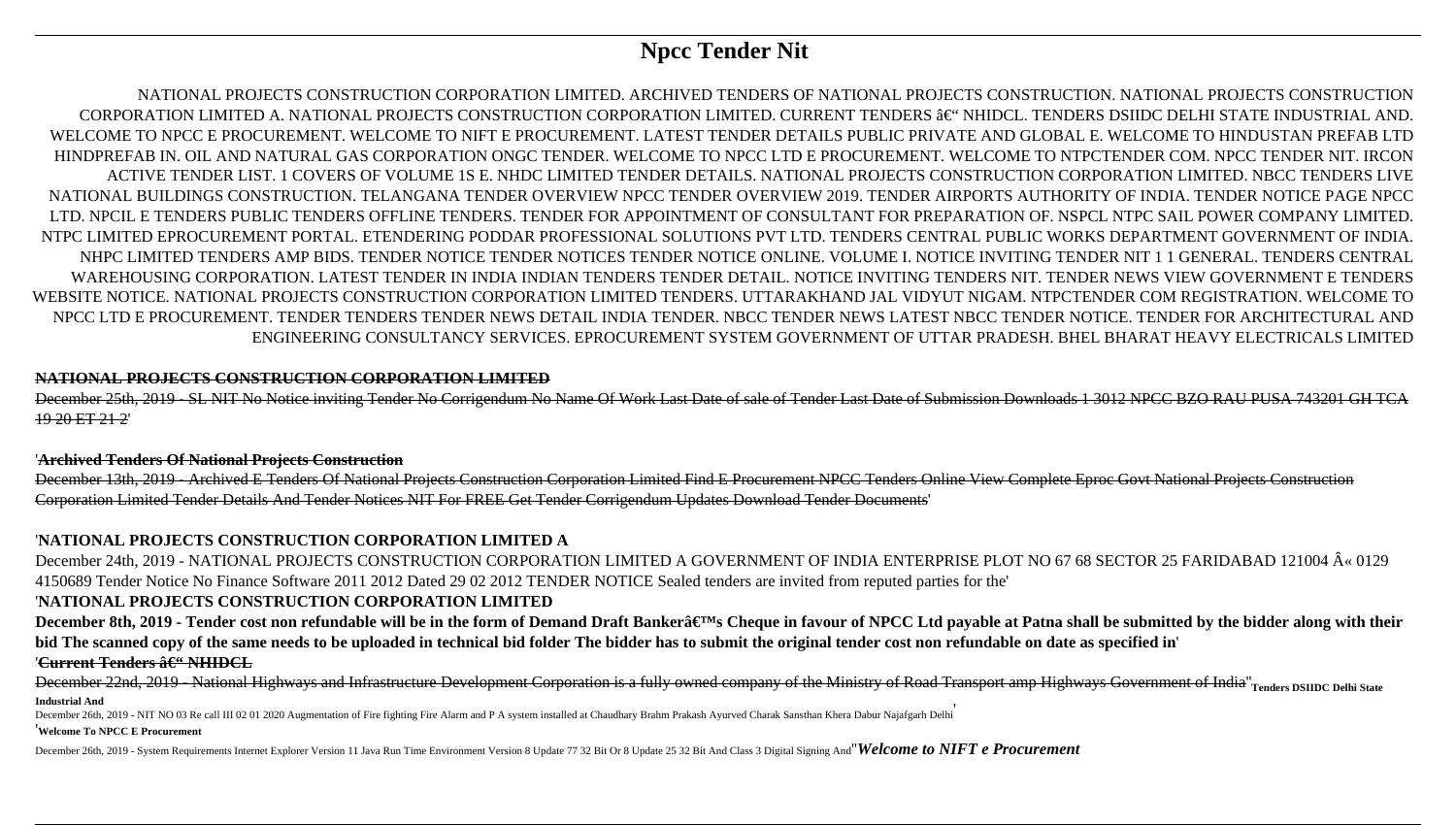# Npcc Tender Nit

NATIONAL PROJECTS CONSTRUCTION CORPORATION LIMITED. ARCHIVED TENDERS OF NATIONAL PROJECTS CONSTRUCTION. NATIONAL PROJECTS CONSTRUCTION CORPORATION LIMITED A. NATIONAL PROJECTS CONSTRUCTION CORPORATION LIMITED. CURRENT TENDERS â€“ NHIDCL. TENDERS DSIIDC DELHI STATE INDUSTRIAL AND. WELCOME TO NPCC E PROCUREMENT. WELCOME TO NIFT E PROCUREMENT. LATEST TENDER DETAILS PUBLIC PRIVATE AND GLOBAL E. WELCOME TO HINDUSTAN PREFAB LTD HINDPREFAB IN. OIL AND NATURAL GAS CORPORATION ONGC TENDER. WELCOME TO NPCC LTD E PROCUREMENT. WELCOME TO NTPCTENDER COM. NPCC TENDER NIT. IRCON ACTIVE TENDER LIST. 1 COVERS OF VOLUME 1S E. NHDC LIMITED TENDER DETAILS. NATIONAL PROJECTS CONSTRUCTION CORPORATION LIMITED. NBCC TENDERS LIVE NATIONAL BUILDINGS CONSTRUCTION. TELANGANA TENDER OVERVIEW NPCC TENDER OVERVIEW 2019. TENDER AIRPORTS AUTHORITY OF INDIA. TENDER NOTICE PAGE NPCC LTD. NPCIL E TENDERS PUBLIC TENDERS OFFLINE TENDERS. TENDER FOR APPOINTMENT OF CONSULTANT FOR PREPARATION OF. NSPCL NTPC SAIL POWER COMPANY LIMITED. NTPC LIMITED EPROCUREMENT PORTAL. ETENDERING PODDAR PROFESSIONAL SOLUTIONS PVT LTD. TENDERS CENTRAL PUBLIC WORKS DEPARTMENT GOVERNMENT OF INDIA. NHPC LIMITED TENDERS AMP BIDS. TENDER NOTICE TENDER NOTICES TENDER NOTICE ONLINE. VOLUME I. NOTICE INVITING TENDER NIT 1 1 GENERAL. TENDERS CENTRAL WAREHOUSING CORPORATION. LATEST TENDER IN INDIA INDIAN TENDERS TENDER DETAIL. NOTICE INVITING TENDERS NIT. TENDER NEWS VIEW GOVERNMENT E TENDERS WEBSITE NOTICE. NATIONAL PROJECTS CONSTRUCTION CORPORATION LIMITED TENDERS. UTTARAKHAND JAL VIDYUT NIGAM. NTPCTENDER COM REGISTRATION. WELCOME TO NPCC LTD E PROCUREMENT. TENDER TENDERS TENDER NEWS DETAIL INDIA TENDER. NBCC TENDER NEWS LATEST NBCC TENDER NOTICE. TENDER FOR ARCHITECTURAL AND ENGINEERING CONSULTANCY SERVICES. EPROCUREMENT SYSTEM GOVERNMENT OF UTTAR PRADESH. BHEL BHARAT HEAVY ELECTRICALS LIMITED

**NATIONAL PROJECTS CONSTRUCTION CORPORATION LIMITED**

December 25th, 2019 - SL NIT No Notice inviting Tender No Corrigendum No Name Of Work Last Date of sale of Tender Last Date of Submission Downloads 1 3012 NPCC BZO RAU PUSA 743201 GH TCA 19 20 ET 21 2'

'**Archived Tenders Of National Projects Construction**

December 13th, 2019 - Archived E Tenders Of National Projects Construction Corporation Limited Find E Procurement NPCC Tenders Online View Complete Eproc Govt National Projects Construction Corporation Limited Tender Details And Tender Notices NIT For FREE Get Tender Corrigendum Updates Download Tender Documents'

'**NATIONAL PROJECTS CONSTRUCTION CORPORATION LIMITED A**

December 24th, 2019 - NATIONAL PROJECTS CONSTRUCTION CORPORATION LIMITED A GOVERNMENT OF INDIA ENTERPRISE PLOT NO 67 68 SECTOR 25 FARIDABAD 121004 Â« 0129 4150689 Tender Notice No Finance Software 2011 2012 Dated 29 02 2012 TENDER NOTICE Sealed tenders are invited from reputed parties for the'

'**NATIONAL PROJECTS CONSTRUCTION CORPORATION LIMITED**

**December 8th, 2019 - Tender cost non refundable will be in the form of Demand Draft Bankerâ€™s Cheque in favour of NPCC Ltd payable at Patna shall be submitted by the bidder along with their bid The scanned copy of the same needs to be uploaded in technical bid folder The bidder has to submit the original tender cost non refundable on date as specified in**'

'**Current Tenders â€“ NHIDCL**

December 22nd, 2019 - National Highways and Infrastructure Development Corporation is a fully owned company of the Ministry of Road Transport amp Highways Government of India''**Tenders DSIIDC Delhi State Industrial And**

December 26th, 2019 - NIT NO 03 Re call III 02 01 2020 Augmentation of Fire fighting Fire Alarm and P A system installed at Chaudhary Brahm Prakash Ayurved Charak Sansthan Khera Dabur Najafgarh Delhi'

'**Welcome To NPCC E Procurement**

December 26th, 2019 - System Requirements Internet Explorer Version 11 Java Run Time Environment Version 8 Update 77 32 Bit Or 8 Update 25 32 Bit And Class 3 Digital Signing And''***Welcome to NIFT e Procurement***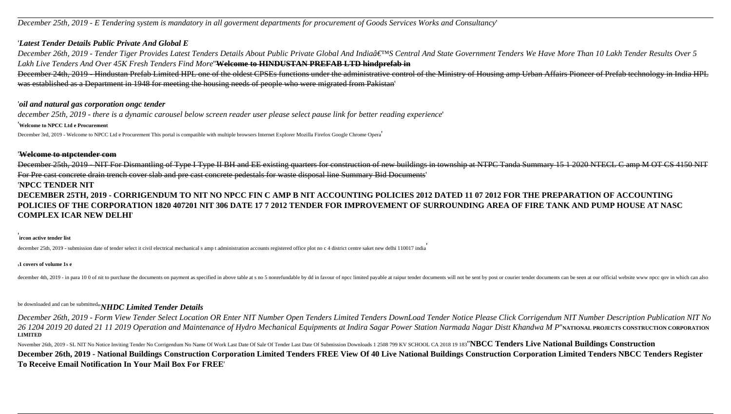*December 25th, 2019 - E Tendering system is mandatory in all goverment departments for procurement of Goods Services Works and Consultancy*'

'*Latest Tender Details Public Private And Global E*

*December 26th, 2019 - Tender Tiger Provides Latest Tenders Details About Public Private Global And Indiaâ€™S Central And State Government Tenders We Have More Than 10 Lakh Tender Results Over 5 Lakh Live Tenders And Over 45K Fresh Tenders Find More*''**Welcome to HINDUSTAN PREFAB LTD hindprefab in**

December 24th, 2019 - Hindustan Prefab Limited HPL one of the oldest CPSEs functions under the administrative control of the Ministry of Housing amp Urban Affairs Pioneer of Prefab technology in India HPL was established as a Department in 1948 for meeting the housing needs of people who were migrated from Pakistan'

'*oil and natural gas corporation ongc tender*

*december 25th, 2019 - there is a dynamic carousel below screen reader user please select pause link for better reading experience*'

'**Welcome to NPCC Ltd e Procurement**

December 3rd, 2019 - Welcome to NPCC Ltd e Procurement This portal is compatible with multiple browsers Internet Explorer Mozilla Firefox Google Chrome Opera'

'**Welcome to ntpctender com**

December 25th, 2019 - NIT For Dismantling of Type I Type II BH and EE existing quarters for construction of new buildings in township at NTPC Tanda Summary 15 1 2020 NTECL C amp M OT CS 4150 NIT For Pre cast concrete drain trench cover slab and pre cast concrete pedestals for waste disposal line Summary Bid Documents'

'**NPCC TENDER NIT**

**DECEMBER 25TH, 2019 - CORRIGENDUM TO NIT NO NPCC FIN C AMP B NIT ACCOUNTING POLICIES 2012 DATED 11 07 2012 FOR THE PREPARATION OF ACCOUNTING POLICIES OF THE CORPORATION 1820 407201 NIT 306 DATE 17 7 2012 TENDER FOR IMPROVEMENT OF SURROUNDING AREA OF FIRE TANK AND PUMP HOUSE AT NASC COMPLEX ICAR NEW DELHI**'

'**ircon active tender list**

december 25th, 2019 - submission date of tender select it civil electrical mechanical s amp t administration accounts registered office plot no c 4 district centre saket new delhi 110017 india'

'**1 covers of volume 1s e**

december 4th, 2019 - in para 10 0 of nit to purchase the documents on payment as specified in above table at s no 5 nonrefundable by dd in favour of npcc limited payable at raipur tender documents will not be sent by post or courier tender documents can be seen at our official website www npcc qov in which can also be downloaded and can be submitted''*NHDC Limited Tender Details*

*December 26th, 2019 - Form View Tender Select Location OR Enter NIT Number Open Tenders Limited Tenders DownLoad Tender Notice Please Click Corrigendum NIT Number Description Publication NIT No 26 1204 2019 20 dated 21 11 2019 Operation and Maintenance of Hydro Mechanical Equipments at Indira Sagar Power Station Narmada Nagar Distt Khandwa M P*''**NATIONAL PROJECTS CONSTRUCTION CORPORATION LIMITED**

November 26th, 2019 - SL NIT No Notice Inviting Tender No Corrigendum No Name Of Work Last Date Of Sale Of Tender Last Date Of Submission Downloads 1 2508 799 KV SCHOOL CA 2018 19 183''**NBCC Tenders Live National Buildings Construction**

**December 26th, 2019 - National Buildings Construction Corporation Limited Tenders FREE View Of 40 Live National Buildings Construction Corporation Limited Tenders NBCC Tenders Register To Receive Email Notification In Your Mail Box For FREE**'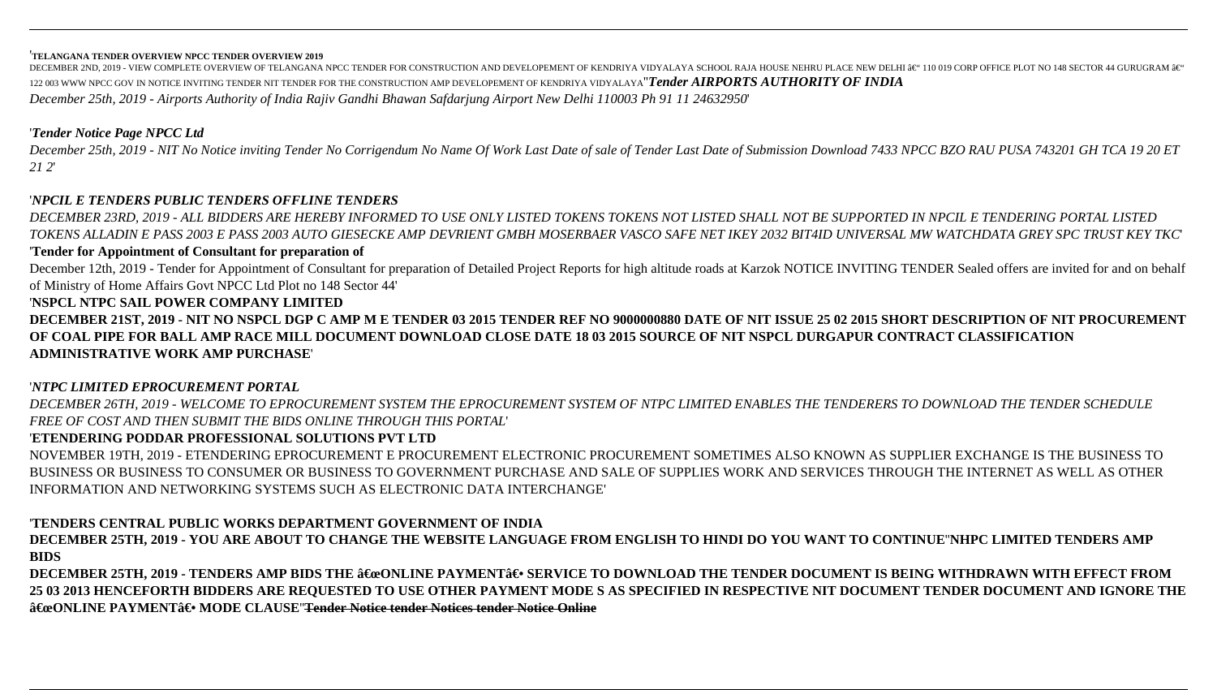'**TELANGANA TENDER OVERVIEW NPCC TENDER OVERVIEW 2019**

DECEMBER 2ND, 2019 - VIEW COMPLETE OVERVIEW OF TELANGANA NPCC TENDER FOR CONSTRUCTION AND DEVELOPEMENT OF KENDRIYA VIDYALAYA SCHOOL RAJA HOUSE NEHRU PLACE NEW DELHI â€" 110 019 CORP OFFICE PLOT NO 148 SECTOR 44 GURUGRAM â€" 122 003 WWW NPCC GOV IN NOTICE INVITING TENDER NIT TENDER FOR THE CONSTRUCTION AMP DEVELOPEMENT OF KENDRIYA VIDYALAYA''***Tender AIRPORTS AUTHORITY OF INDIA***

*December 25th, 2019 - Airports Authority of India Rajiv Gandhi Bhawan Safdarjung Airport New Delhi 110003 Ph 91 11 24632950*'

'***Tender Notice Page NPCC Ltd***

*December 25th, 2019 - NIT No Notice inviting Tender No Corrigendum No Name Of Work Last Date of sale of Tender Last Date of Submission Download 7433 NPCC BZO RAU PUSA 743201 GH TCA 19 20 ET 21 2*'

'***NPCIL E TENDERS PUBLIC TENDERS OFFLINE TENDERS***

*DECEMBER 23RD, 2019 - ALL BIDDERS ARE HEREBY INFORMED TO USE ONLY LISTED TOKENS TOKENS NOT LISTED SHALL NOT BE SUPPORTED IN NPCIL E TENDERING PORTAL LISTED TOKENS ALLADIN E PASS 2003 E PASS 2003 AUTO GIESECKE AMP DEVRIENT GMBH MOSERBAER VASCO SAFE NET IKEY 2032 BIT4ID UNIVERSAL MW WATCHDATA GREY SPC TRUST KEY TKC*'

'**Tender for Appointment of Consultant for preparation of**

December 12th, 2019 - Tender for Appointment of Consultant for preparation of Detailed Project Reports for high altitude roads at Karzok NOTICE INVITING TENDER Sealed offers are invited for and on behalf of Ministry of Home Affairs Govt NPCC Ltd Plot no 148 Sector 44'

'**NSPCL NTPC SAIL POWER COMPANY LIMITED**

**DECEMBER 21ST, 2019 - NIT NO NSPCL DGP C AMP M E TENDER 03 2015 TENDER REF NO 9000000880 DATE OF NIT ISSUE 25 02 2015 SHORT DESCRIPTION OF NIT PROCUREMENT OF COAL PIPE FOR BALL AMP RACE MILL DOCUMENT DOWNLOAD CLOSE DATE 18 03 2015 SOURCE OF NIT NSPCL DURGAPUR CONTRACT CLASSIFICATION ADMINISTRATIVE WORK AMP PURCHASE**'

'***NTPC LIMITED EPROCUREMENT PORTAL***

*DECEMBER 26TH, 2019 - WELCOME TO EPROCUREMENT SYSTEM THE EPROCUREMENT SYSTEM OF NTPC LIMITED ENABLES THE TENDERERS TO DOWNLOAD THE TENDER SCHEDULE FREE OF COST AND THEN SUBMIT THE BIDS ONLINE THROUGH THIS PORTAL*'

'**ETENDERING PODDAR PROFESSIONAL SOLUTIONS PVT LTD**

NOVEMBER 19TH, 2019 - ETENDERING EPROCUREMENT E PROCUREMENT ELECTRONIC PROCUREMENT SOMETIMES ALSO KNOWN AS SUPPLIER EXCHANGE IS THE BUSINESS TO BUSINESS OR BUSINESS TO CONSUMER OR BUSINESS TO GOVERNMENT PURCHASE AND SALE OF SUPPLIES WORK AND SERVICES THROUGH THE INTERNET AS WELL AS OTHER INFORMATION AND NETWORKING SYSTEMS SUCH AS ELECTRONIC DATA INTERCHANGE'

'**TENDERS CENTRAL PUBLIC WORKS DEPARTMENT GOVERNMENT OF INDIA**

**DECEMBER 25TH, 2019 - YOU ARE ABOUT TO CHANGE THE WEBSITE LANGUAGE FROM ENGLISH TO HINDI DO YOU WANT TO CONTINUE''NHPC LIMITED TENDERS AMP BIDS**

**DECEMBER 25TH, 2019 - TENDERS AMP BIDS THE â€œONLINE PAYMENTâ€• SERVICE TO DOWNLOAD THE TENDER DOCUMENT IS BEING WITHDRAWN WITH EFFECT FROM 25 03 2013 HENCEFORTH BIDDERS ARE REQUESTED TO USE OTHER PAYMENT MODE S AS SPECIFIED IN RESPECTIVE NIT DOCUMENT TENDER DOCUMENT AND IGNORE THE â€œONLINE PAYMENTâ€• MODE CLAUSE''~~Tender Notice tender Notices tender Notice Online~~**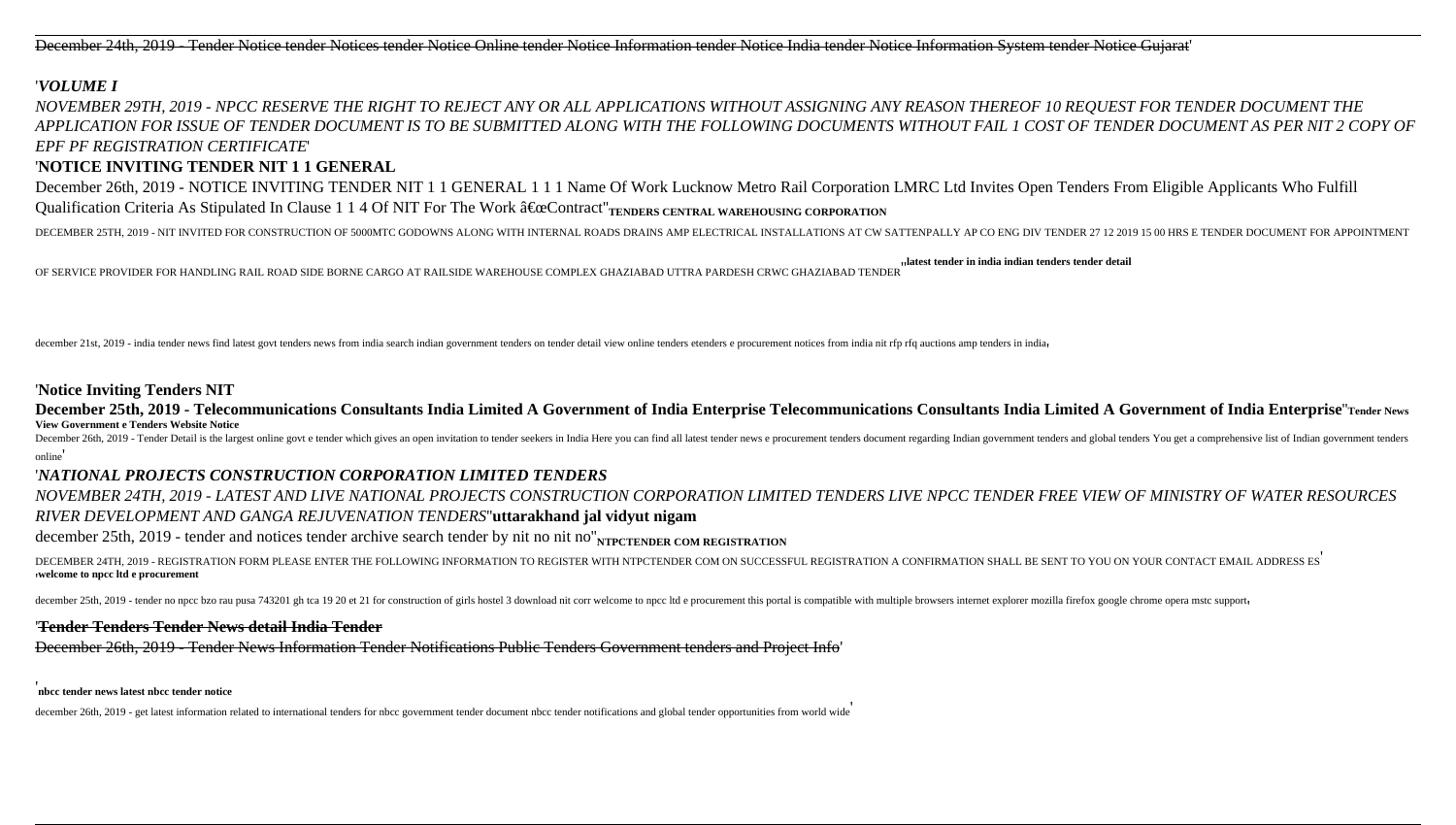~~December 24th, 2019 - Tender Notice tender Notices tender Notice Online tender Notice Information tender Notice India tender Notice Information System tender Notice Gujarat~~'

'*VOLUME I*

*NOVEMBER 29TH, 2019 - NPCC RESERVE THE RIGHT TO REJECT ANY OR ALL APPLICATIONS WITHOUT ASSIGNING ANY REASON THEREOF 10 REQUEST FOR TENDER DOCUMENT THE APPLICATION FOR ISSUE OF TENDER DOCUMENT IS TO BE SUBMITTED ALONG WITH THE FOLLOWING DOCUMENTS WITHOUT FAIL 1 COST OF TENDER DOCUMENT AS PER NIT 2 COPY OF EPF PF REGISTRATION CERTIFICATE*'

'**NOTICE INVITING TENDER NIT 1 1 GENERAL**

December 26th, 2019 - NOTICE INVITING TENDER NIT 1 1 GENERAL 1 1 1 Name Of Work Lucknow Metro Rail Corporation LMRC Ltd Invites Open Tenders From Eligible Applicants Who Fulfill Qualification Criteria As Stipulated In Clause 1 1 4 Of NIT For The Work â€œContract''**TENDERS CENTRAL WAREHOUSING CORPORATION**

DECEMBER 25TH, 2019 - NIT INVITED FOR CONSTRUCTION OF 5000MTC GODOWNS ALONG WITH INTERNAL ROADS DRAINS AMP ELECTRICAL INSTALLATIONS AT CW SATTENPALLY AP CO ENG DIV TENDER 27 12 2019 15 00 HRS E TENDER DOCUMENT FOR APPOINTMENT OF SERVICE PROVIDER FOR HANDLING RAIL ROAD SIDE BORNE CARGO AT RAILSIDE WAREHOUSE COMPLEX GHAZIABAD UTTRA PARDESH CRWC GHAZIABAD TENDER''**latest tender in india indian tenders tender detail**

december 21st, 2019 - india tender news find latest govt tenders news from india search indian government tenders on tender detail view online tenders etenders e procurement notices from india nit rfp rfq auctions amp tenders in india'

'**Notice Inviting Tenders NIT**

**December 25th, 2019 - Telecommunications Consultants India Limited A Government of India Enterprise Telecommunications Consultants India Limited A Government of India Enterprise**''**Tender News View Government e Tenders Website Notice**

December 26th, 2019 - Tender Detail is the largest online govt e tender which gives an open invitation to tender seekers in India Here you can find all latest tender news e procurement tenders document regarding Indian government tenders and global tenders You get a comprehensive list of Indian government tenders online'

'*NATIONAL PROJECTS CONSTRUCTION CORPORATION LIMITED TENDERS*

*NOVEMBER 24TH, 2019 - LATEST AND LIVE NATIONAL PROJECTS CONSTRUCTION CORPORATION LIMITED TENDERS LIVE NPCC TENDER FREE VIEW OF MINISTRY OF WATER RESOURCES RIVER DEVELOPMENT AND GANGA REJUVENATION TENDERS*''**uttarakhand jal vidyut nigam**

december 25th, 2019 - tender and notices tender archive search tender by nit no nit no''**NTPCTENDER COM REGISTRATION**

DECEMBER 24TH, 2019 - REGISTRATION FORM PLEASE ENTER THE FOLLOWING INFORMATION TO REGISTER WITH NTPCTENDER COM ON SUCCESSFUL REGISTRATION A CONFIRMATION SHALL BE SENT TO YOU ON YOUR CONTACT EMAIL ADDRESS ES''**welcome to npcc ltd e procurement**

december 25th, 2019 - tender no npcc bzo rau pusa 743201 gh tca 19 20 et 21 for construction of girls hostel 3 download nit corr welcome to npcc ltd e procurement this portal is compatible with multiple browsers internet explorer mozilla firefox google chrome opera mstc support'

'~~**Tender Tenders Tender News detail India Tender**~~

~~December 26th, 2019 - Tender News Information Tender Notifications Public Tenders Government tenders and Project Info~~'

'**nbcc tender news latest nbcc tender notice**

december 26th, 2019 - get latest information related to international tenders for nbcc government tender document nbcc tender notifications and global tender opportunities from world wide'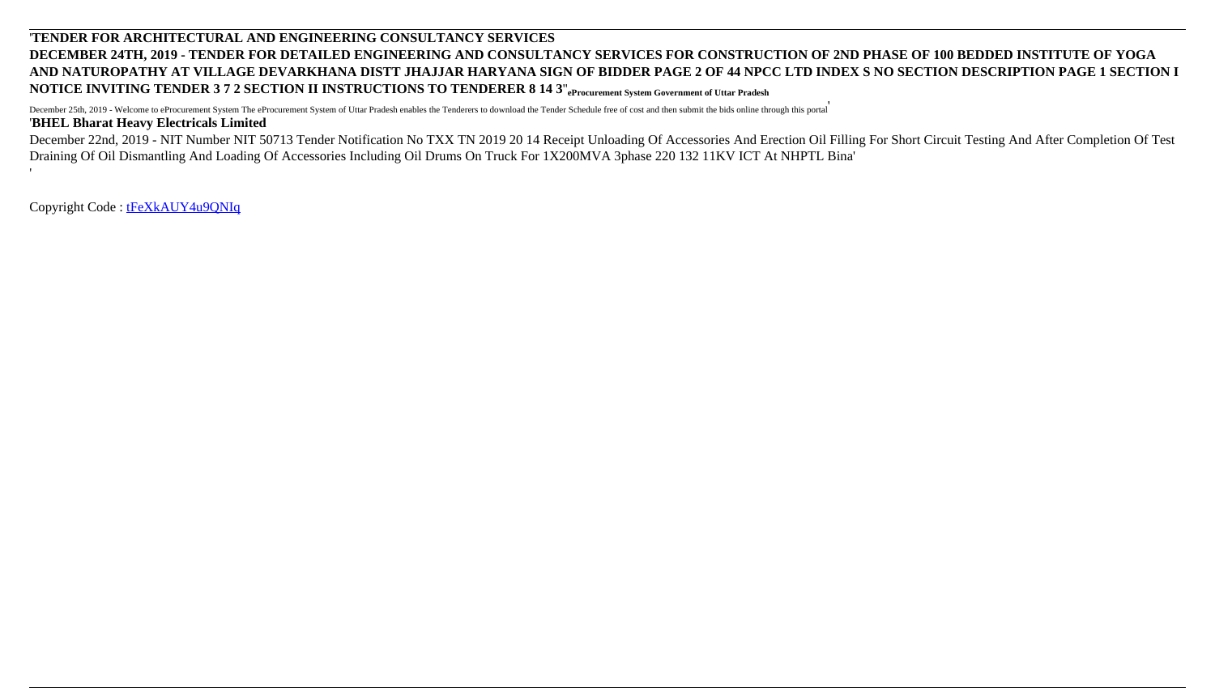**'TENDER FOR ARCHITECTURAL AND ENGINEERING CONSULTANCY SERVICES**

**DECEMBER 24TH, 2019 - TENDER FOR DETAILED ENGINEERING AND CONSULTANCY SERVICES FOR CONSTRUCTION OF 2ND PHASE OF 100 BEDDED INSTITUTE OF YOGA AND NATUROPATHY AT VILLAGE DEVARKHANA DISTT JHAJJAR HARYANA SIGN OF BIDDER PAGE 2 OF 44 NPCC LTD INDEX S NO SECTION DESCRIPTION PAGE 1 SECTION I NOTICE INVITING TENDER 3 7 2 SECTION II INSTRUCTIONS TO TENDERER 8 14 3''** **eProcurement System Government of Uttar Pradesh**

December 25th, 2019 - Welcome to eProcurement System The eProcurement System of Uttar Pradesh enables the Tenderers to download the Tender Schedule free of cost and then submit the bids online through this portal'

**'BHEL Bharat Heavy Electricals Limited**

December 22nd, 2019 - NIT Number NIT 50713 Tender Notification No TXX TN 2019 20 14 Receipt Unloading Of Accessories And Erection Oil Filling For Short Circuit Testing And After Completion Of Test Draining Of Oil Dismantling And Loading Of Accessories Including Oil Drums On Truck For 1X200MVA 3phase 220 132 11KV ICT At NHPTL Bina'

'

Copyright Code : tFeXkAUY4u9QNIq